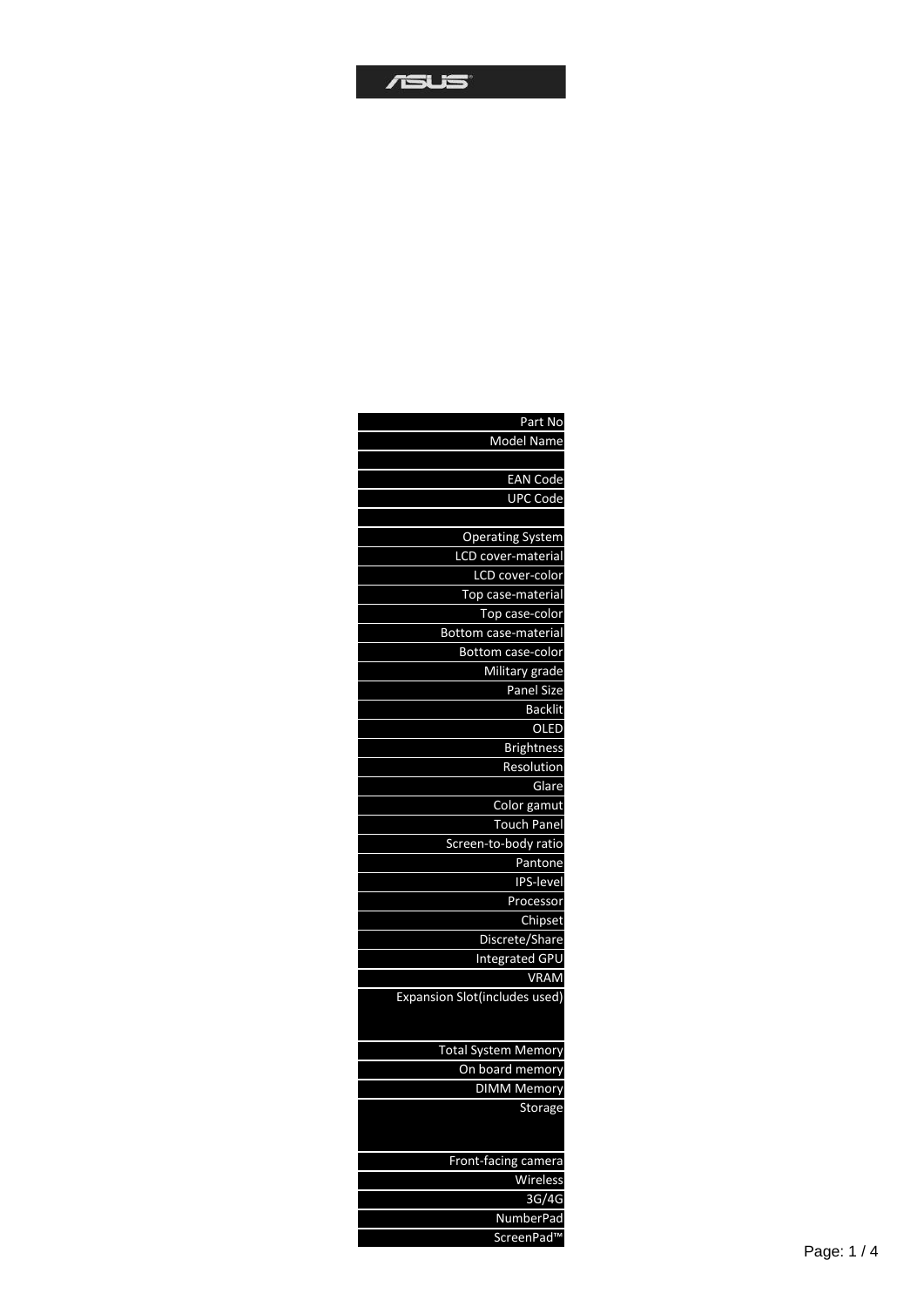ASUS

| |
|---|
| Part No |
| Model Name |
| |
| EAN Code |
| UPC Code |
| |
| Operating System |
| LCD cover-material |
| LCD cover-color |
| Top case-material |
| Top case-color |
| Bottom case-material |
| Bottom case-color |
| Military grade |
| Panel Size |
| Backlit |
| OLED |
| Brightness |
| Resolution |
| Glare |
| Color gamut |
| Touch Panel |
| Screen-to-body ratio |
| Pantone |
| IPS-level |
| Processor |
| Chipset |
| Discrete/Share |
| Integrated GPU |
| VRAM |
| Expansion Slot(includes used) |
| Total System Memory |
| On board memory |
| DIMM Memory |
| Storage |
| Front-facing camera |
| Wireless |
| 3G/4G |
| NumberPad |
| ScreenPad™ |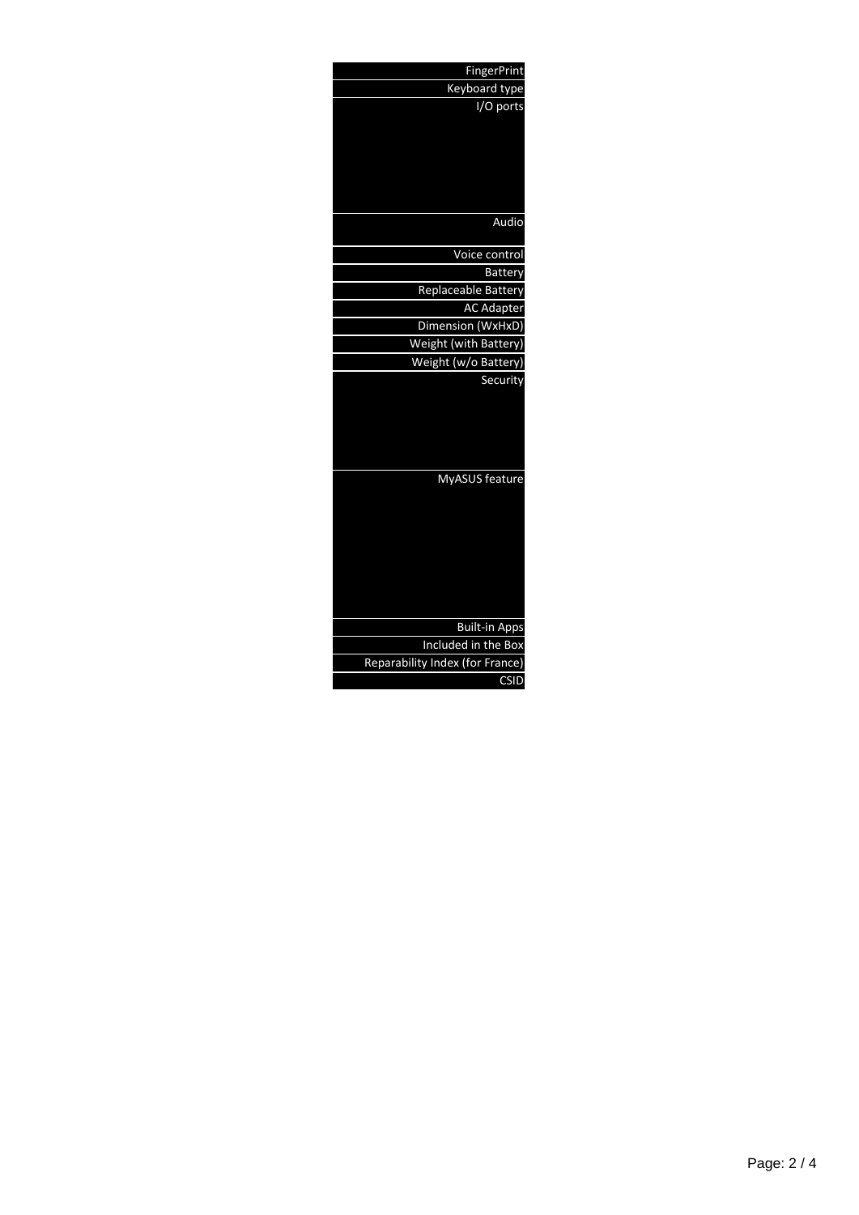| |
|---|
| FingerPrint |
| Keyboard type |
| I/O ports |
| Audio |
| Voice control |
| Battery |
| Replaceable Battery |
| AC Adapter |
| Dimension (WxHxD) |
| Weight (with Battery) |
| Weight (w/o Battery) |
| Security |
| MyASUS feature |
| Built-in Apps |
| Included in the Box |
| Reparability Index (for France) |
| CSID |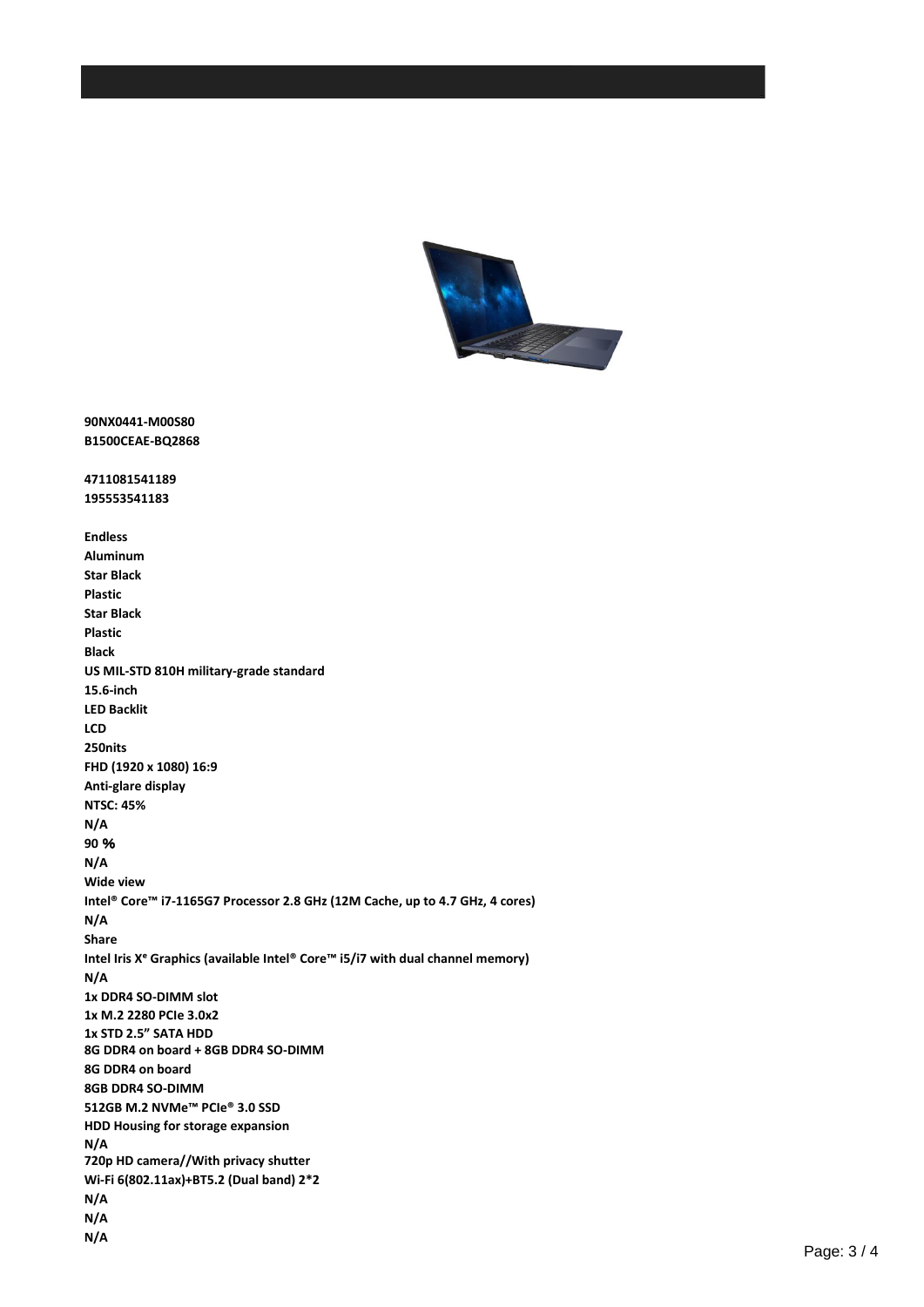**90NX0441-M00S80**
**B1500CEAE-BQ2868**

**4711081541189**
**195553541183**

**Endless**
**Aluminum**
**Star Black**
**Plastic**
**Star Black**
**Plastic**
**Black**
**US MIL-STD 810H military-grade standard**
**15.6-inch**
**LED Backlit**
**LCD**
**250nits**
**FHD (1920 x 1080) 16:9**
**Anti-glare display**
**NTSC: 45%**
**N/A**
**90 %**
**N/A**
**Wide view**
**Intel® Core™ i7-1165G7 Processor 2.8 GHz (12M Cache, up to 4.7 GHz, 4 cores)**
**N/A**
**Share**
**Intel Iris Xᵉ Graphics (available Intel® Core™ i5/i7 with dual channel memory)**
**N/A**
**1x DDR4 SO-DIMM slot**
**1x M.2 2280 PCIe 3.0x2**
**1x STD 2.5" SATA HDD**
**8G DDR4 on board + 8GB DDR4 SO-DIMM**
**8G DDR4 on board**
**8GB DDR4 SO-DIMM**
**512GB M.2 NVMe™ PCIe® 3.0 SSD**
**HDD Housing for storage expansion**
**N/A**
**720p HD camera//With privacy shutter**
**Wi-Fi 6(802.11ax)+BT5.2 (Dual band) 2*2**
**N/A**
**N/A**
**N/A**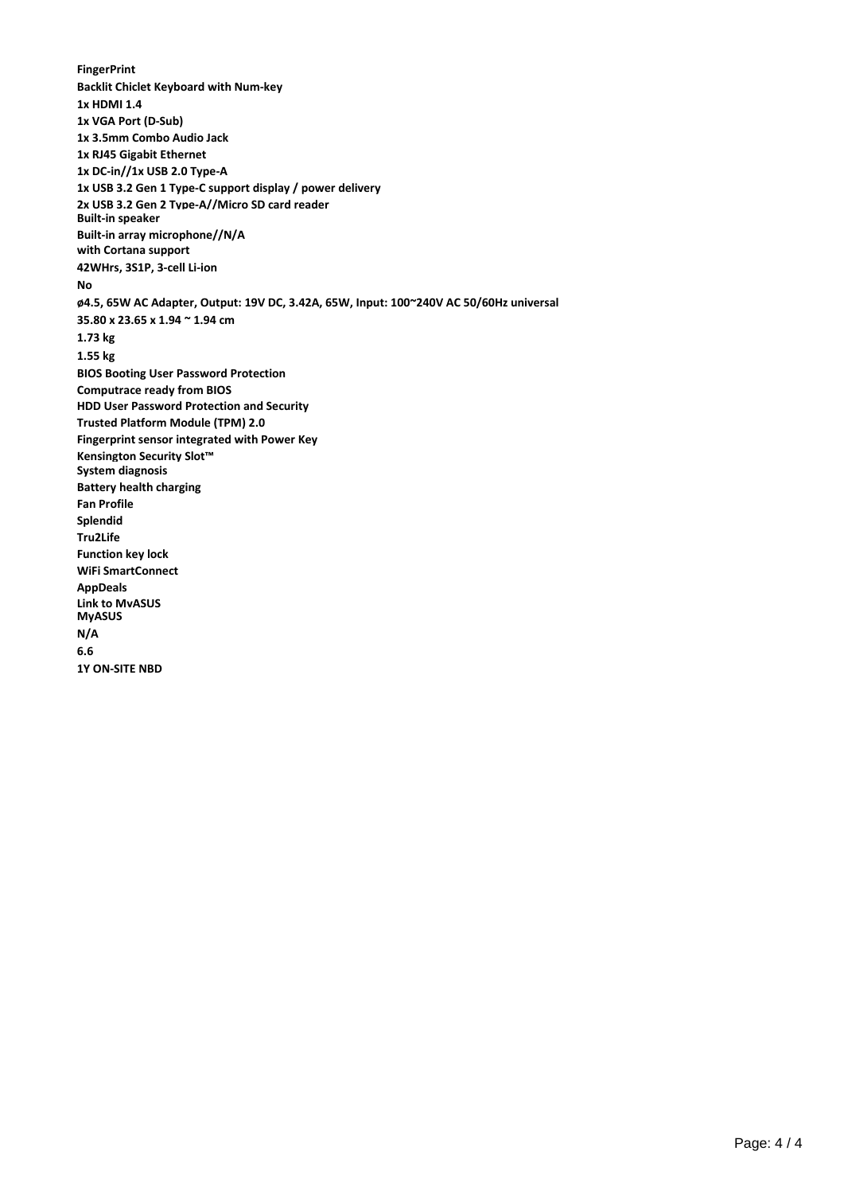**FingerPrint**
**Backlit Chiclet Keyboard with Num-key**
**1x HDMI 1.4**
**1x VGA Port (D-Sub)**
**1x 3.5mm Combo Audio Jack**
**1x RJ45 Gigabit Ethernet**
**1x DC-in//1x USB 2.0 Type-A**
**1x USB 3.2 Gen 1 Type-C support display / power delivery**
**2x USB 3.2 Gen 2 Type-A//Micro SD card reader**
**Built-in speaker**
**Built-in array microphone//N/A**
**with Cortana support**
**42WHrs, 3S1P, 3-cell Li-ion**
**No**
**ø4.5, 65W AC Adapter, Output: 19V DC, 3.42A, 65W, Input: 100~240V AC 50/60Hz universal**
**35.80 x 23.65 x 1.94 ~ 1.94 cm**
**1.73 kg**
**1.55 kg**
**BIOS Booting User Password Protection**
**Computrace ready from BIOS**
**HDD User Password Protection and Security**
**Trusted Platform Module (TPM) 2.0**
**Fingerprint sensor integrated with Power Key**
**Kensington Security Slot™**
**System diagnosis**
**Battery health charging**
**Fan Profile**
**Splendid**
**Tru2Life**
**Function key lock**
**WiFi SmartConnect**
**AppDeals**
**Link to MyASUS**
**MyASUS**
**N/A**
**6.6**
**1Y ON-SITE NBD**